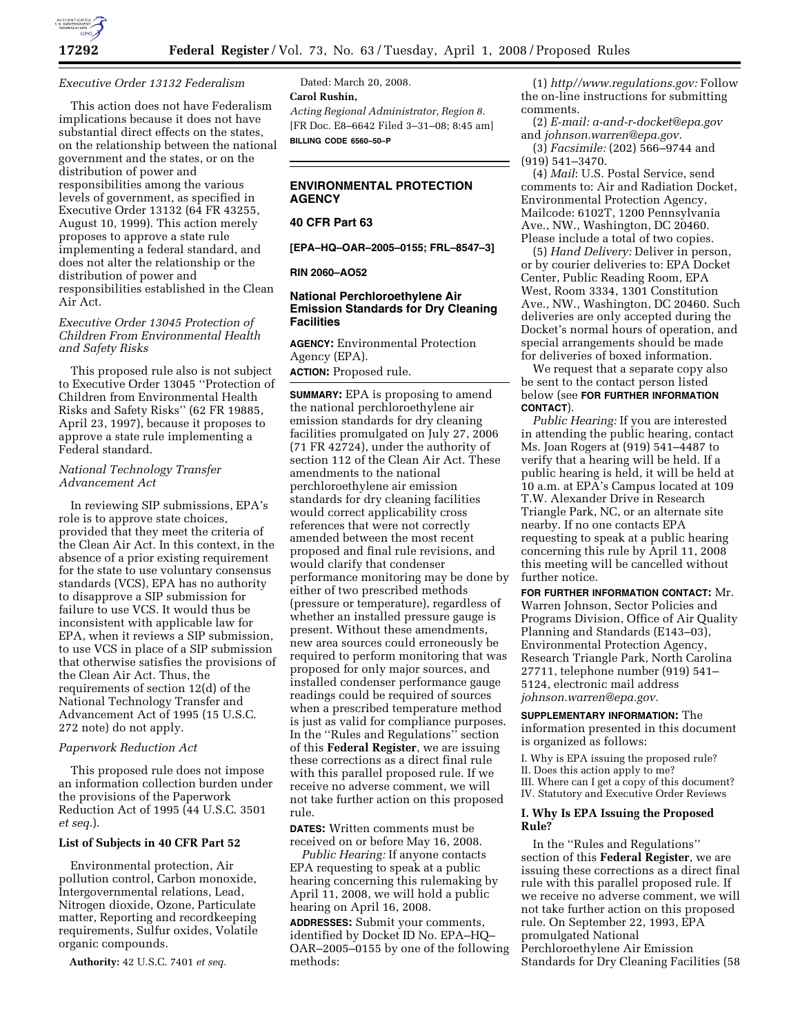*Executive Order 13132 Federalism*

This action does not have Federalism implications because it does not have substantial direct effects on the states, on the relationship between the national government and the states, or on the distribution of power and responsibilities among the various levels of government, as specified in Executive Order 13132 (64 FR 43255, August 10, 1999). This action merely proposes to approve a state rule implementing a federal standard, and does not alter the relationship or the distribution of power and responsibilities established in the Clean Air Act.

*Executive Order 13045 Protection of Children From Environmental Health and Safety Risks*

This proposed rule also is not subject to Executive Order 13045 ''Protection of Children from Environmental Health Risks and Safety Risks'' (62 FR 19885, April 23, 1997), because it proposes to approve a state rule implementing a Federal standard.

*National Technology Transfer Advancement Act*

In reviewing SIP submissions, EPA's role is to approve state choices, provided that they meet the criteria of the Clean Air Act. In this context, in the absence of a prior existing requirement for the state to use voluntary consensus standards (VCS), EPA has no authority to disapprove a SIP submission for failure to use VCS. It would thus be inconsistent with applicable law for EPA, when it reviews a SIP submission, to use VCS in place of a SIP submission that otherwise satisfies the provisions of the Clean Air Act. Thus, the requirements of section 12(d) of the National Technology Transfer and Advancement Act of 1995 (15 U.S.C. 272 note) do not apply.

*Paperwork Reduction Act*

This proposed rule does not impose an information collection burden under the provisions of the Paperwork Reduction Act of 1995 (44 U.S.C. 3501 *et seq.*).

**List of Subjects in 40 CFR Part 52**

Environmental protection, Air pollution control, Carbon monoxide, Intergovernmental relations, Lead, Nitrogen dioxide, Ozone, Particulate matter, Reporting and recordkeeping requirements, Sulfur oxides, Volatile organic compounds.

**Authority:** 42 U.S.C. 7401 *et seq.*

Dated: March 20, 2008.

**Carol Rushin,**

*Acting Regional Administrator, Region 8.*

[FR Doc. E8–6642 Filed 3–31–08; 8:45 am]

**BILLING CODE 6560–50–P**

---

## ENVIRONMENTAL PROTECTION AGENCY

**40 CFR Part 63**

**[EPA–HQ–OAR–2005–0155; FRL–8547–3]**

**RIN 2060–AO52**

### National Perchloroethylene Air Emission Standards for Dry Cleaning Facilities

**AGENCY:** Environmental Protection Agency (EPA).

**ACTION:** Proposed rule.

**SUMMARY:** EPA is proposing to amend the national perchloroethylene air emission standards for dry cleaning facilities promulgated on July 27, 2006 (71 FR 42724), under the authority of section 112 of the Clean Air Act. These amendments to the national perchloroethylene air emission standards for dry cleaning facilities would correct applicability cross references that were not correctly amended between the most recent proposed and final rule revisions, and would clarify that condenser performance monitoring may be done by either of two prescribed methods (pressure or temperature), regardless of whether an installed pressure gauge is present. Without these amendments, new area sources could erroneously be required to perform monitoring that was proposed for only major sources, and installed condenser performance gauge readings could be required of sources when a prescribed temperature method is just as valid for compliance purposes. In the ''Rules and Regulations'' section of this **Federal Register**, we are issuing these corrections as a direct final rule with this parallel proposed rule. If we receive no adverse comment, we will not take further action on this proposed rule.

**DATES:** Written comments must be received on or before May 16, 2008.

*Public Hearing:* If anyone contacts EPA requesting to speak at a public hearing concerning this rulemaking by April 11, 2008, we will hold a public hearing on April 16, 2008.

**ADDRESSES:** Submit your comments, identified by Docket ID No. EPA–HQ–OAR–2005–0155 by one of the following methods:

(1) *http//www.regulations.gov:* Follow the on-line instructions for submitting comments.

(2) *E-mail: a-and-r-docket@epa.gov* and *johnson.warren@epa.gov.*

(3) *Facsimile:* (202) 566–9744 and (919) 541–3470.

(4) *Mail*: U.S. Postal Service, send comments to: Air and Radiation Docket, Environmental Protection Agency, Mailcode: 6102T, 1200 Pennsylvania Ave., NW., Washington, DC 20460. Please include a total of two copies.

(5) *Hand Delivery:* Deliver in person, or by courier deliveries to: EPA Docket Center, Public Reading Room, EPA West, Room 3334, 1301 Constitution Ave., NW., Washington, DC 20460. Such deliveries are only accepted during the Docket's normal hours of operation, and special arrangements should be made for deliveries of boxed information.

We request that a separate copy also be sent to the contact person listed below (see **FOR FURTHER INFORMATION CONTACT**).

*Public Hearing:* If you are interested in attending the public hearing, contact Ms. Joan Rogers at (919) 541–4487 to verify that a hearing will be held. If a public hearing is held, it will be held at 10 a.m. at EPA's Campus located at 109 T.W. Alexander Drive in Research Triangle Park, NC, or an alternate site nearby. If no one contacts EPA requesting to speak at a public hearing concerning this rule by April 11, 2008 this meeting will be cancelled without further notice.

**FOR FURTHER INFORMATION CONTACT:** Mr. Warren Johnson, Sector Policies and Programs Division, Office of Air Quality Planning and Standards (E143–03), Environmental Protection Agency, Research Triangle Park, North Carolina 27711, telephone number (919) 541–5124, electronic mail address *johnson.warren@epa.gov.*

**SUPPLEMENTARY INFORMATION:** The information presented in this document is organized as follows:

I. Why is EPA issuing the proposed rule?
II. Does this action apply to me?
III. Where can I get a copy of this document?
IV. Statutory and Executive Order Reviews

#### I. Why Is EPA Issuing the Proposed Rule?

In the ''Rules and Regulations'' section of this **Federal Register**, we are issuing these corrections as a direct final rule with this parallel proposed rule. If we receive no adverse comment, we will not take further action on this proposed rule. On September 22, 1993, EPA promulgated National Perchloroethylene Air Emission Standards for Dry Cleaning Facilities (58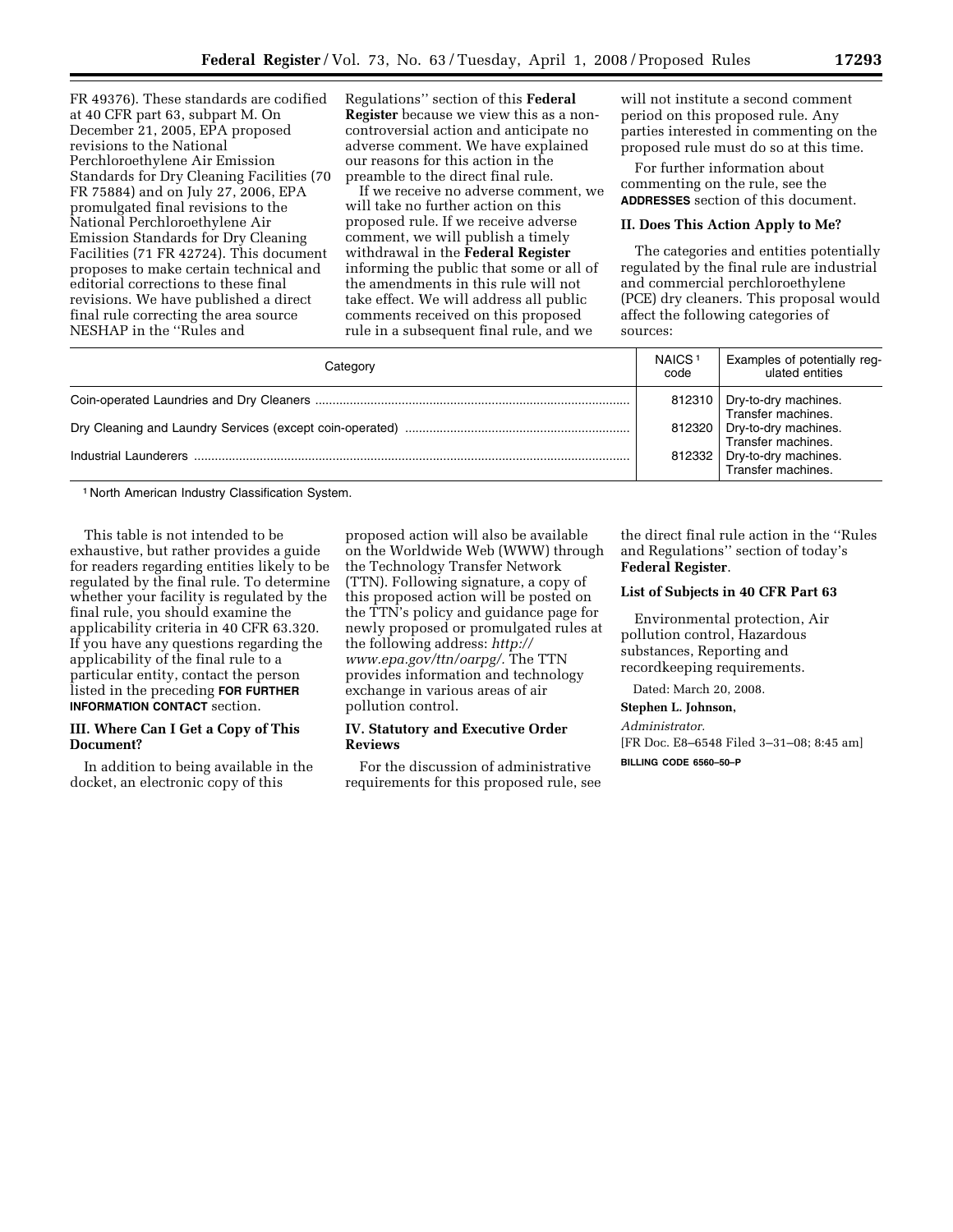FR 49376). These standards are codified at 40 CFR part 63, subpart M. On December 21, 2005, EPA proposed revisions to the National Perchloroethylene Air Emission Standards for Dry Cleaning Facilities (70 FR 75884) and on July 27, 2006, EPA promulgated final revisions to the National Perchloroethylene Air Emission Standards for Dry Cleaning Facilities (71 FR 42724). This document proposes to make certain technical and editorial corrections to these final revisions. We have published a direct final rule correcting the area source NESHAP in the ''Rules and Regulations'' section of this **Federal Register** because we view this as a non-controversial action and anticipate no adverse comment. We have explained our reasons for this action in the preamble to the direct final rule.

If we receive no adverse comment, we will take no further action on this proposed rule. If we receive adverse comment, we will publish a timely withdrawal in the **Federal Register** informing the public that some or all of the amendments in this rule will not take effect. We will address all public comments received on this proposed rule in a subsequent final rule, and we will not institute a second comment period on this proposed rule. Any parties interested in commenting on the proposed rule must do so at this time.

For further information about commenting on the rule, see the **ADDRESSES** section of this document.

## II. Does This Action Apply to Me?

The categories and entities potentially regulated by the final rule are industrial and commercial perchloroethylene (PCE) dry cleaners. This proposal would affect the following categories of sources:

| Category | NAICS [1] code | Examples of potentially regulated entities |
| --- | --- | --- |
| Coin-operated Laundries and Dry Cleaners | 812310 | Dry-to-dry machines. Transfer machines. |
| Dry Cleaning and Laundry Services (except coin-operated) | 812320 | Dry-to-dry machines. Transfer machines. |
| Industrial Launderers | 812332 | Dry-to-dry machines. Transfer machines. |

[1] North American Industry Classification System.

This table is not intended to be exhaustive, but rather provides a guide for readers regarding entities likely to be regulated by the final rule. To determine whether your facility is regulated by the final rule, you should examine the applicability criteria in 40 CFR 63.320. If you have any questions regarding the applicability of the final rule to a particular entity, contact the person listed in the preceding **FOR FURTHER INFORMATION CONTACT** section.

## III. Where Can I Get a Copy of This Document?

In addition to being available in the docket, an electronic copy of this proposed action will also be available on the Worldwide Web (WWW) through the Technology Transfer Network (TTN). Following signature, a copy of this proposed action will be posted on the TTN's policy and guidance page for newly proposed or promulgated rules at the following address: *http://www.epa.gov/ttn/oarpg/.* The TTN provides information and technology exchange in various areas of air pollution control.

## IV. Statutory and Executive Order Reviews

For the discussion of administrative requirements for this proposed rule, see the direct final rule action in the ''Rules and Regulations'' section of today's **Federal Register**.

## List of Subjects in 40 CFR Part 63

Environmental protection, Air pollution control, Hazardous substances, Reporting and recordkeeping requirements.

Dated: March 20, 2008.

**Stephen L. Johnson,**

*Administrator.*

[FR Doc. E8–6548 Filed 3–31–08; 8:45 am]

**BILLING CODE 6560–50–P**